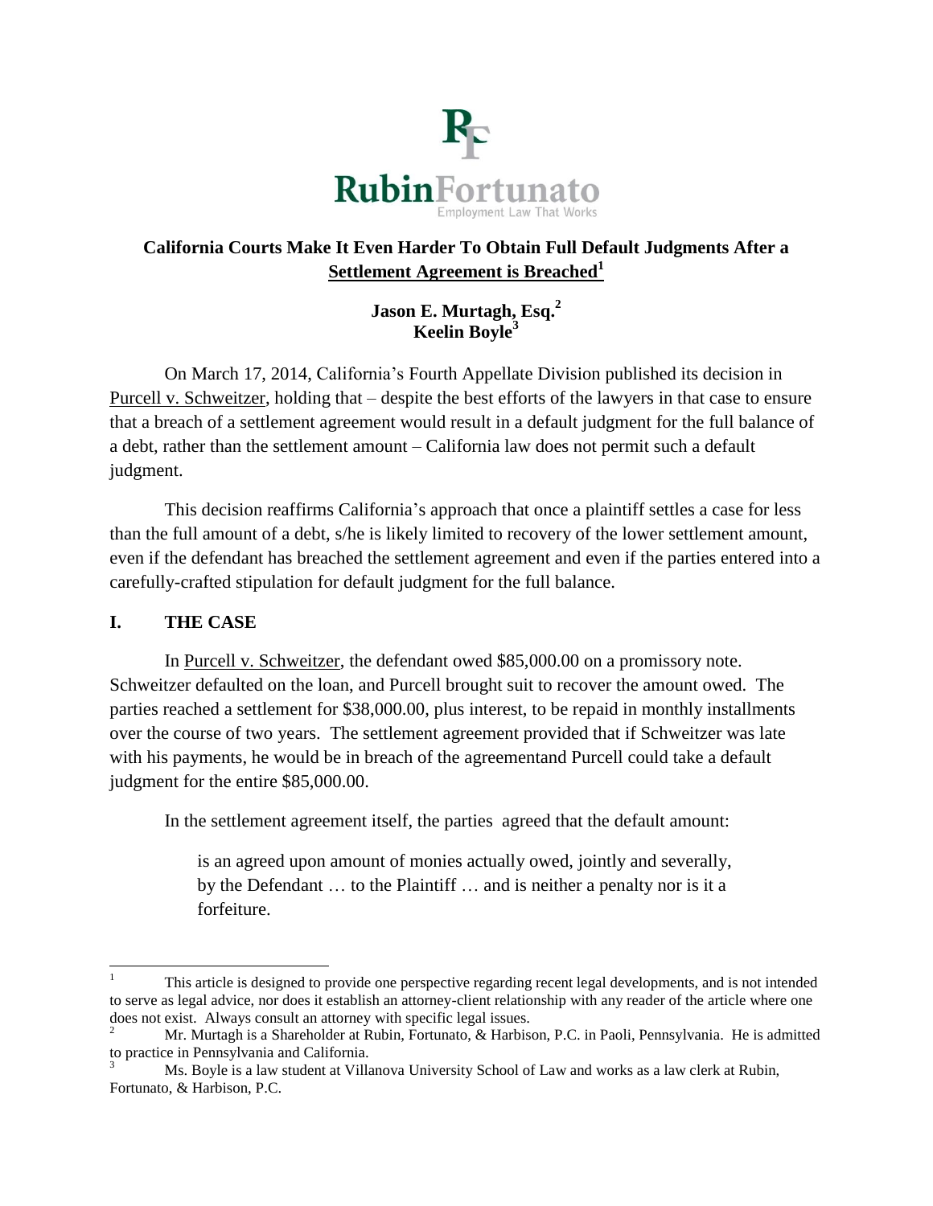**RubinFortunato**
Employment Law That Works

## California Courts Make It Even Harder To Obtain Full Default Judgments After a Settlement Agreement is Breached[1]

**Jason E. Murtagh, Esq.[2]**
**Keelin Boyle[3]**

On March 17, 2014, California's Fourth Appellate Division published its decision in Purcell v. Schweitzer, holding that – despite the best efforts of the lawyers in that case to ensure that a breach of a settlement agreement would result in a default judgment for the full balance of a debt, rather than the settlement amount – California law does not permit such a default judgment.

This decision reaffirms California's approach that once a plaintiff settles a case for less than the full amount of a debt, s/he is likely limited to recovery of the lower settlement amount, even if the defendant has breached the settlement agreement and even if the parties entered into a carefully-crafted stipulation for default judgment for the full balance.

### I. THE CASE

In Purcell v. Schweitzer, the defendant owed $85,000.00 on a promissory note. Schweitzer defaulted on the loan, and Purcell brought suit to recover the amount owed. The parties reached a settlement for $38,000.00, plus interest, to be repaid in monthly installments over the course of two years. The settlement agreement provided that if Schweitzer was late with his payments, he would be in breach of the agreementand Purcell could take a default judgment for the entire $85,000.00.

In the settlement agreement itself, the parties agreed that the default amount:

> is an agreed upon amount of monies actually owed, jointly and severally, by the Defendant … to the Plaintiff … and is neither a penalty nor is it a forfeiture.

---

[1] This article is designed to provide one perspective regarding recent legal developments, and is not intended to serve as legal advice, nor does it establish an attorney-client relationship with any reader of the article where one does not exist. Always consult an attorney with specific legal issues.

[2] Mr. Murtagh is a Shareholder at Rubin, Fortunato, & Harbison, P.C. in Paoli, Pennsylvania. He is admitted to practice in Pennsylvania and California.

[3] Ms. Boyle is a law student at Villanova University School of Law and works as a law clerk at Rubin, Fortunato, & Harbison, P.C.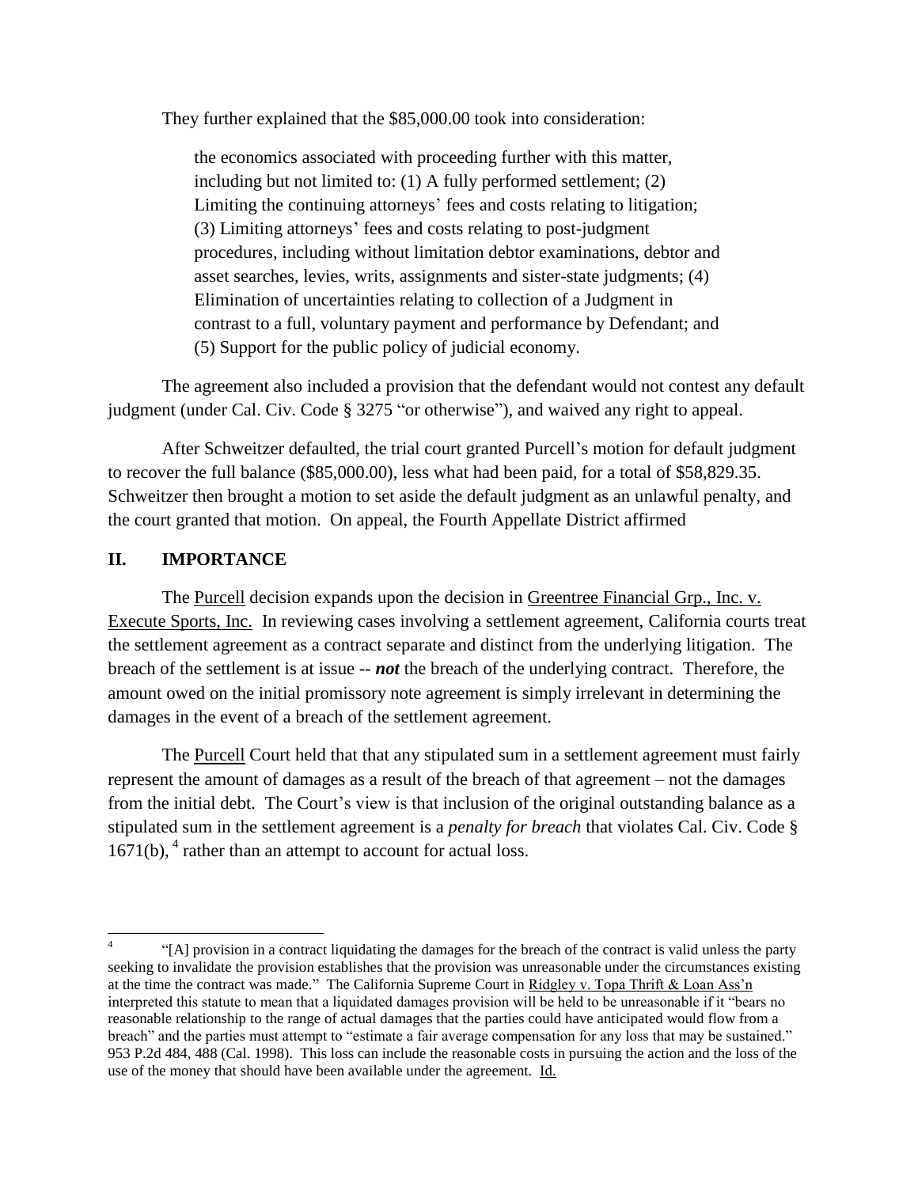They further explained that the $85,000.00 took into consideration:

> the economics associated with proceeding further with this matter, including but not limited to: (1) A fully performed settlement; (2) Limiting the continuing attorneys' fees and costs relating to litigation; (3) Limiting attorneys' fees and costs relating to post-judgment procedures, including without limitation debtor examinations, debtor and asset searches, levies, writs, assignments and sister-state judgments; (4) Elimination of uncertainties relating to collection of a Judgment in contrast to a full, voluntary payment and performance by Defendant; and (5) Support for the public policy of judicial economy.

The agreement also included a provision that the defendant would not contest any default judgment (under Cal. Civ. Code § 3275 "or otherwise"), and waived any right to appeal.

After Schweitzer defaulted, the trial court granted Purcell's motion for default judgment to recover the full balance ($85,000.00), less what had been paid, for a total of $58,829.35. Schweitzer then brought a motion to set aside the default judgment as an unlawful penalty, and the court granted that motion. On appeal, the Fourth Appellate District affirmed

## II. IMPORTANCE

The Purcell decision expands upon the decision in Greentree Financial Grp., Inc. v. Execute Sports, Inc. In reviewing cases involving a settlement agreement, California courts treat the settlement agreement as a contract separate and distinct from the underlying litigation. The breach of the settlement is at issue -- ***not*** the breach of the underlying contract. Therefore, the amount owed on the initial promissory note agreement is simply irrelevant in determining the damages in the event of a breach of the settlement agreement.

The Purcell Court held that that any stipulated sum in a settlement agreement must fairly represent the amount of damages as a result of the breach of that agreement – not the damages from the initial debt. The Court's view is that inclusion of the original outstanding balance as a stipulated sum in the settlement agreement is a *penalty for breach* that violates Cal. Civ. Code § 1671(b), [4] rather than an attempt to account for actual loss.

---

[4] "[A] provision in a contract liquidating the damages for the breach of the contract is valid unless the party seeking to invalidate the provision establishes that the provision was unreasonable under the circumstances existing at the time the contract was made." The California Supreme Court in Ridgley v. Topa Thrift & Loan Ass'n interpreted this statute to mean that a liquidated damages provision will be held to be unreasonable if it "bears no reasonable relationship to the range of actual damages that the parties could have anticipated would flow from a breach" and the parties must attempt to "estimate a fair average compensation for any loss that may be sustained." 953 P.2d 484, 488 (Cal. 1998). This loss can include the reasonable costs in pursuing the action and the loss of the use of the money that should have been available under the agreement. Id.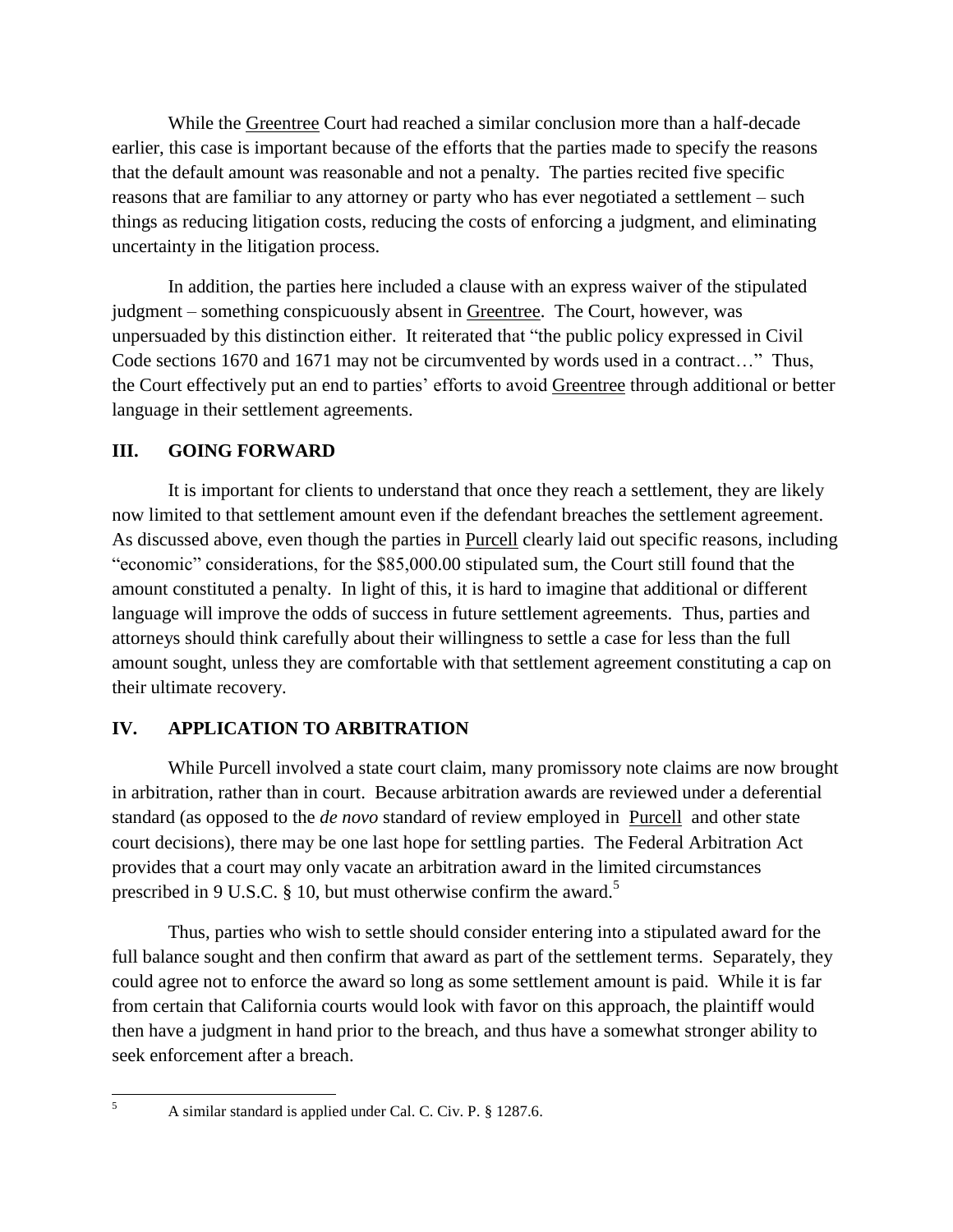While the Greentree Court had reached a similar conclusion more than a half-decade earlier, this case is important because of the efforts that the parties made to specify the reasons that the default amount was reasonable and not a penalty. The parties recited five specific reasons that are familiar to any attorney or party who has ever negotiated a settlement – such things as reducing litigation costs, reducing the costs of enforcing a judgment, and eliminating uncertainty in the litigation process.

In addition, the parties here included a clause with an express waiver of the stipulated judgment – something conspicuously absent in Greentree. The Court, however, was unpersuaded by this distinction either. It reiterated that "the public policy expressed in Civil Code sections 1670 and 1671 may not be circumvented by words used in a contract…" Thus, the Court effectively put an end to parties' efforts to avoid Greentree through additional or better language in their settlement agreements.

## III. GOING FORWARD

It is important for clients to understand that once they reach a settlement, they are likely now limited to that settlement amount even if the defendant breaches the settlement agreement. As discussed above, even though the parties in Purcell clearly laid out specific reasons, including "economic" considerations, for the $85,000.00 stipulated sum, the Court still found that the amount constituted a penalty. In light of this, it is hard to imagine that additional or different language will improve the odds of success in future settlement agreements. Thus, parties and attorneys should think carefully about their willingness to settle a case for less than the full amount sought, unless they are comfortable with that settlement agreement constituting a cap on their ultimate recovery.

## IV. APPLICATION TO ARBITRATION

While Purcell involved a state court claim, many promissory note claims are now brought in arbitration, rather than in court. Because arbitration awards are reviewed under a deferential standard (as opposed to the *de novo* standard of review employed in Purcell and other state court decisions), there may be one last hope for settling parties. The Federal Arbitration Act provides that a court may only vacate an arbitration award in the limited circumstances prescribed in 9 U.S.C. § 10, but must otherwise confirm the award.[5]

Thus, parties who wish to settle should consider entering into a stipulated award for the full balance sought and then confirm that award as part of the settlement terms. Separately, they could agree not to enforce the award so long as some settlement amount is paid. While it is far from certain that California courts would look with favor on this approach, the plaintiff would then have a judgment in hand prior to the breach, and thus have a somewhat stronger ability to seek enforcement after a breach.

---

[5] A similar standard is applied under Cal. C. Civ. P. § 1287.6.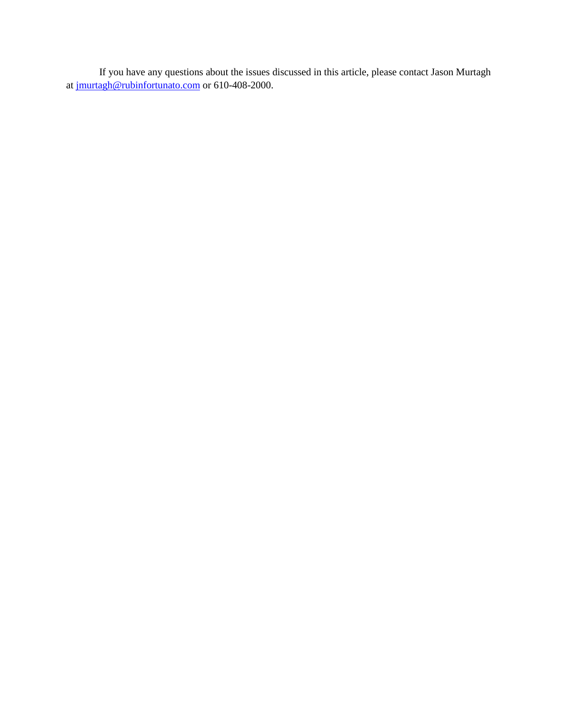If you have any questions about the issues discussed in this article, please contact Jason Murtagh at jmurtagh@rubinfortunato.com or 610-408-2000.